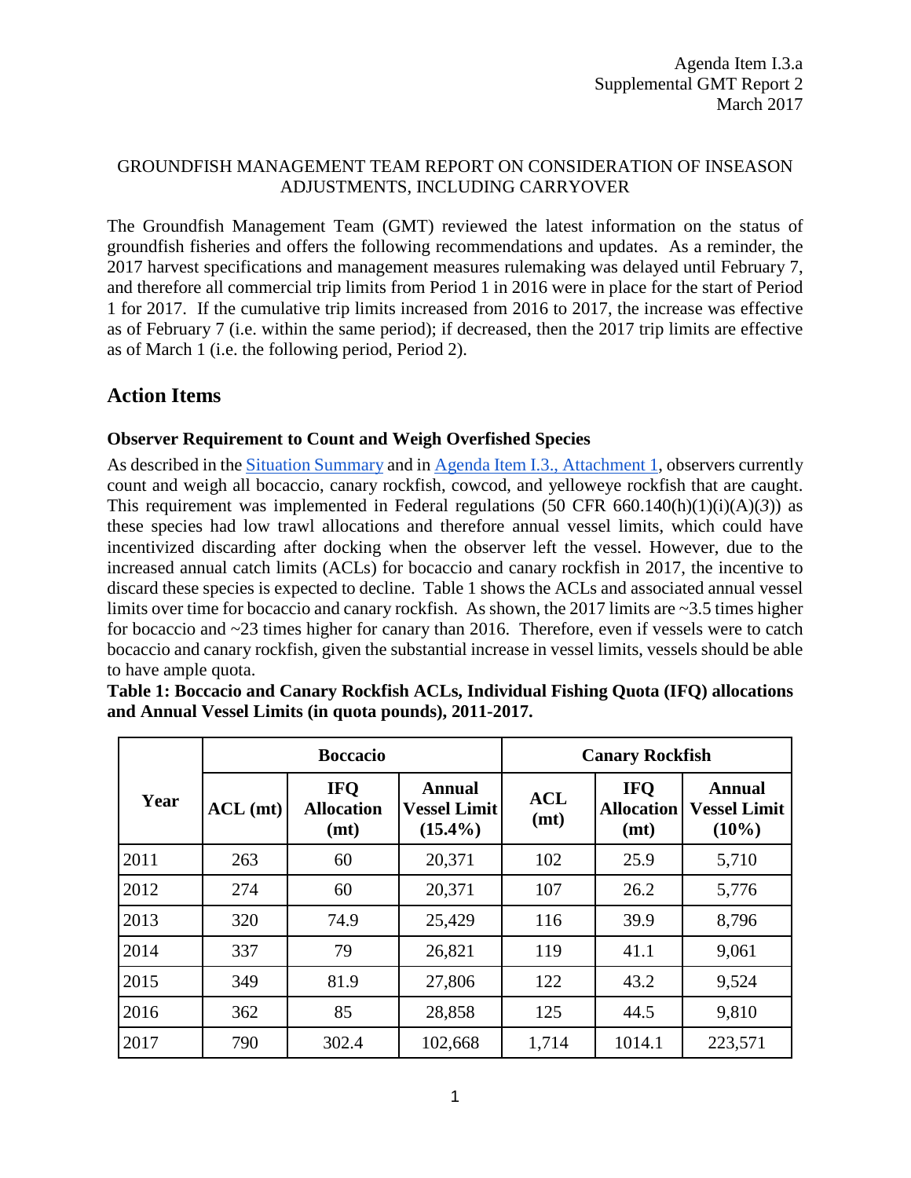Agenda Item I.3.a
Supplemental GMT Report 2
March 2017

GROUNDFISH MANAGEMENT TEAM REPORT ON CONSIDERATION OF INSEASON ADJUSTMENTS, INCLUDING CARRYOVER

The Groundfish Management Team (GMT) reviewed the latest information on the status of groundfish fisheries and offers the following recommendations and updates. As a reminder, the 2017 harvest specifications and management measures rulemaking was delayed until February 7, and therefore all commercial trip limits from Period 1 in 2016 were in place for the start of Period 1 for 2017. If the cumulative trip limits increased from 2016 to 2017, the increase was effective as of February 7 (i.e. within the same period); if decreased, then the 2017 trip limits are effective as of March 1 (i.e. the following period, Period 2).

## Action Items

### Observer Requirement to Count and Weigh Overfished Species

As described in the Situation Summary and in Agenda Item I.3., Attachment 1, observers currently count and weigh all bocaccio, canary rockfish, cowcod, and yelloweye rockfish that are caught. This requirement was implemented in Federal regulations (50 CFR 660.140(h)(1)(i)(A)(*3*)) as these species had low trawl allocations and therefore annual vessel limits, which could have incentivized discarding after docking when the observer left the vessel. However, due to the increased annual catch limits (ACLs) for bocaccio and canary rockfish in 2017, the incentive to discard these species is expected to decline. Table 1 shows the ACLs and associated annual vessel limits over time for bocaccio and canary rockfish. As shown, the 2017 limits are ~3.5 times higher for bocaccio and ~23 times higher for canary than 2016. Therefore, even if vessels were to catch bocaccio and canary rockfish, given the substantial increase in vessel limits, vessels should be able to have ample quota.

**Table 1: Boccacio and Canary Rockfish ACLs, Individual Fishing Quota (IFQ) allocations and Annual Vessel Limits (in quota pounds), 2011-2017.**

| Year | Boccacio | | | Canary Rockfish | | |
|---|---|---|---|---|---|---|
| | ACL (mt) | IFQ Allocation (mt) | Annual Vessel Limit (15.4%) | ACL (mt) | IFQ Allocation (mt) | Annual Vessel Limit (10%) |
| 2011 | 263 | 60 | 20,371 | 102 | 25.9 | 5,710 |
| 2012 | 274 | 60 | 20,371 | 107 | 26.2 | 5,776 |
| 2013 | 320 | 74.9 | 25,429 | 116 | 39.9 | 8,796 |
| 2014 | 337 | 79 | 26,821 | 119 | 41.1 | 9,061 |
| 2015 | 349 | 81.9 | 27,806 | 122 | 43.2 | 9,524 |
| 2016 | 362 | 85 | 28,858 | 125 | 44.5 | 9,810 |
| 2017 | 790 | 302.4 | 102,668 | 1,714 | 1014.1 | 223,571 |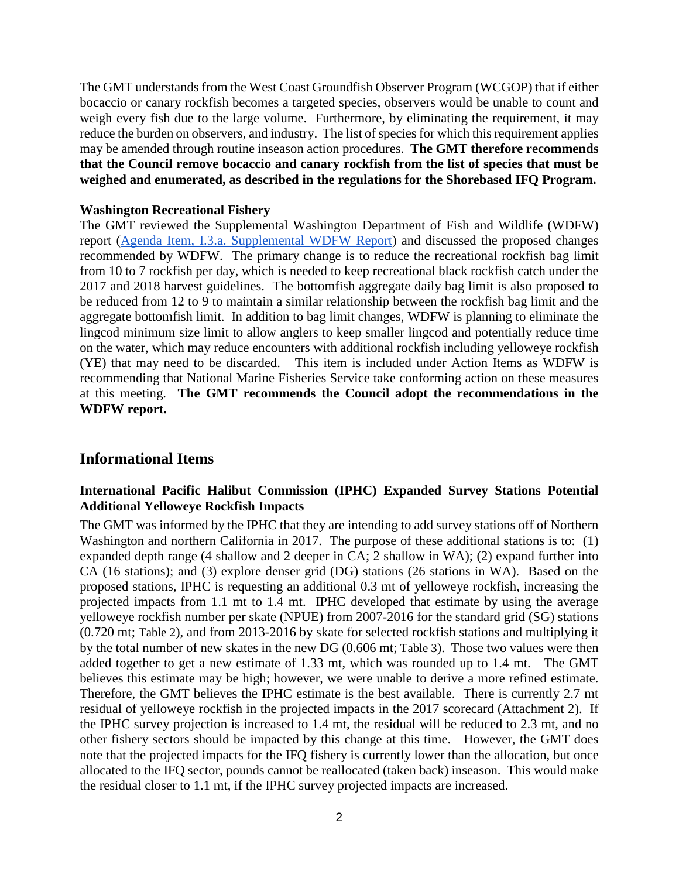The GMT understands from the West Coast Groundfish Observer Program (WCGOP) that if either bocaccio or canary rockfish becomes a targeted species, observers would be unable to count and weigh every fish due to the large volume. Furthermore, by eliminating the requirement, it may reduce the burden on observers, and industry. The list of species for which this requirement applies may be amended through routine inseason action procedures. **The GMT therefore recommends that the Council remove bocaccio and canary rockfish from the list of species that must be weighed and enumerated, as described in the regulations for the Shorebased IFQ Program.**

#### Washington Recreational Fishery

The GMT reviewed the Supplemental Washington Department of Fish and Wildlife (WDFW) report (Agenda Item, I.3.a. Supplemental WDFW Report) and discussed the proposed changes recommended by WDFW. The primary change is to reduce the recreational rockfish bag limit from 10 to 7 rockfish per day, which is needed to keep recreational black rockfish catch under the 2017 and 2018 harvest guidelines. The bottomfish aggregate daily bag limit is also proposed to be reduced from 12 to 9 to maintain a similar relationship between the rockfish bag limit and the aggregate bottomfish limit. In addition to bag limit changes, WDFW is planning to eliminate the lingcod minimum size limit to allow anglers to keep smaller lingcod and potentially reduce time on the water, which may reduce encounters with additional rockfish including yelloweye rockfish (YE) that may need to be discarded. This item is included under Action Items as WDFW is recommending that National Marine Fisheries Service take conforming action on these measures at this meeting. **The GMT recommends the Council adopt the recommendations in the WDFW report.**

## Informational Items

#### International Pacific Halibut Commission (IPHC) Expanded Survey Stations Potential Additional Yelloweye Rockfish Impacts

The GMT was informed by the IPHC that they are intending to add survey stations off of Northern Washington and northern California in 2017. The purpose of these additional stations is to: (1) expanded depth range (4 shallow and 2 deeper in CA; 2 shallow in WA); (2) expand further into CA (16 stations); and (3) explore denser grid (DG) stations (26 stations in WA). Based on the proposed stations, IPHC is requesting an additional 0.3 mt of yelloweye rockfish, increasing the projected impacts from 1.1 mt to 1.4 mt. IPHC developed that estimate by using the average yelloweye rockfish number per skate (NPUE) from 2007-2016 for the standard grid (SG) stations (0.720 mt; Table 2), and from 2013-2016 by skate for selected rockfish stations and multiplying it by the total number of new skates in the new DG (0.606 mt; Table 3). Those two values were then added together to get a new estimate of 1.33 mt, which was rounded up to 1.4 mt. The GMT believes this estimate may be high; however, we were unable to derive a more refined estimate. Therefore, the GMT believes the IPHC estimate is the best available. There is currently 2.7 mt residual of yelloweye rockfish in the projected impacts in the 2017 scorecard (Attachment 2). If the IPHC survey projection is increased to 1.4 mt, the residual will be reduced to 2.3 mt, and no other fishery sectors should be impacted by this change at this time. However, the GMT does note that the projected impacts for the IFQ fishery is currently lower than the allocation, but once allocated to the IFQ sector, pounds cannot be reallocated (taken back) inseason. This would make the residual closer to 1.1 mt, if the IPHC survey projected impacts are increased.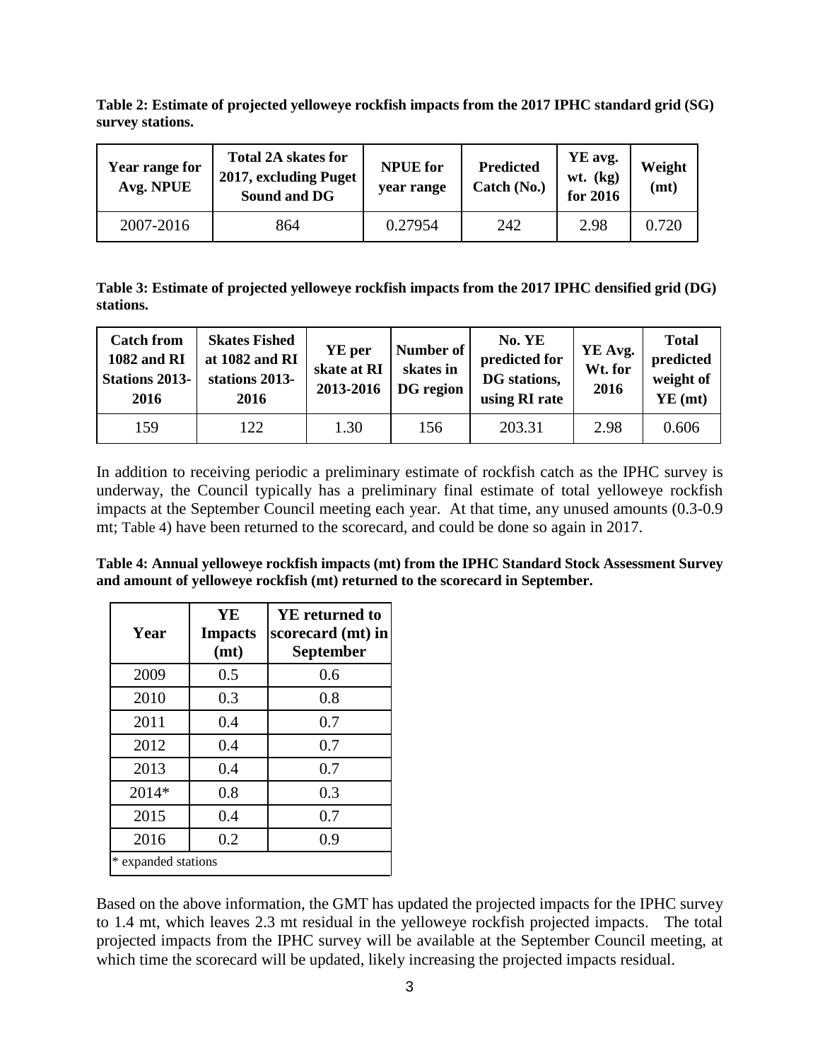**Table 2: Estimate of projected yelloweye rockfish impacts from the 2017 IPHC standard grid (SG) survey stations.**

| Year range for Avg. NPUE | Total 2A skates for 2017, excluding Puget Sound and DG | NPUE for year range | Predicted Catch (No.) | YE avg. wt. (kg) for 2016 | Weight (mt) |
|---|---|---|---|---|---|
| 2007-2016 | 864 | 0.27954 | 242 | 2.98 | 0.720 |

**Table 3: Estimate of projected yelloweye rockfish impacts from the 2017 IPHC densified grid (DG) stations.**

| Catch from 1082 and RI Stations 2013-2016 | Skates Fished at 1082 and RI stations 2013-2016 | YE per skate at RI 2013-2016 | Number of skates in DG region | No. YE predicted for DG stations, using RI rate | YE Avg. Wt. for 2016 | Total predicted weight of YE (mt) |
|---|---|---|---|---|---|---|
| 159 | 122 | 1.30 | 156 | 203.31 | 2.98 | 0.606 |

In addition to receiving periodic a preliminary estimate of rockfish catch as the IPHC survey is underway, the Council typically has a preliminary final estimate of total yelloweye rockfish impacts at the September Council meeting each year. At that time, any unused amounts (0.3-0.9 mt; Table 4) have been returned to the scorecard, and could be done so again in 2017.

**Table 4: Annual yelloweye rockfish impacts (mt) from the IPHC Standard Stock Assessment Survey and amount of yelloweye rockfish (mt) returned to the scorecard in September.**

| Year | YE Impacts (mt) | YE returned to scorecard (mt) in September |
|---|---|---|
| 2009 | 0.5 | 0.6 |
| 2010 | 0.3 | 0.8 |
| 2011 | 0.4 | 0.7 |
| 2012 | 0.4 | 0.7 |
| 2013 | 0.4 | 0.7 |
| 2014* | 0.8 | 0.3 |
| 2015 | 0.4 | 0.7 |
| 2016 | 0.2 | 0.9 |
| * expanded stations | | |

Based on the above information, the GMT has updated the projected impacts for the IPHC survey to 1.4 mt, which leaves 2.3 mt residual in the yelloweye rockfish projected impacts. The total projected impacts from the IPHC survey will be available at the September Council meeting, at which time the scorecard will be updated, likely increasing the projected impacts residual.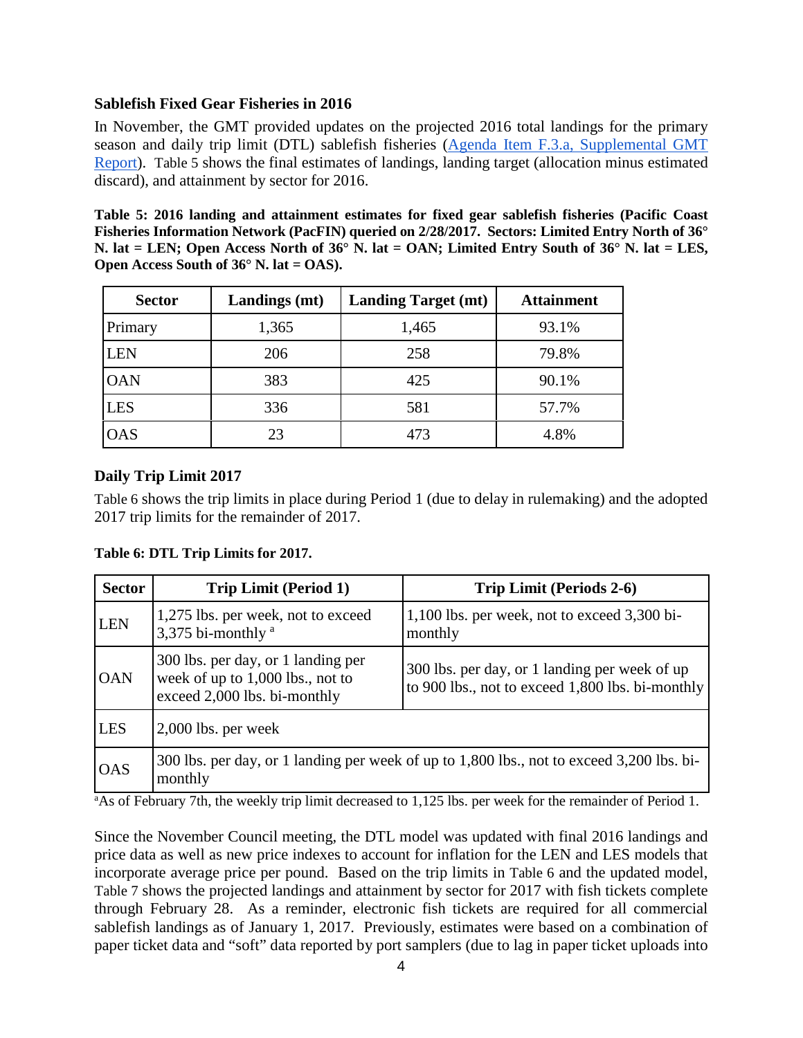### Sablefish Fixed Gear Fisheries in 2016

In November, the GMT provided updates on the projected 2016 total landings for the primary season and daily trip limit (DTL) sablefish fisheries (Agenda Item F.3.a, Supplemental GMT Report). Table 5 shows the final estimates of landings, landing target (allocation minus estimated discard), and attainment by sector for 2016.

**Table 5: 2016 landing and attainment estimates for fixed gear sablefish fisheries (Pacific Coast Fisheries Information Network (PacFIN) queried on 2/28/2017. Sectors: Limited Entry North of 36° N. lat = LEN; Open Access North of 36° N. lat = OAN; Limited Entry South of 36° N. lat = LES, Open Access South of 36° N. lat = OAS).**

| Sector | Landings (mt) | Landing Target (mt) | Attainment |
|---|---|---|---|
| Primary | 1,365 | 1,465 | 93.1% |
| LEN | 206 | 258 | 79.8% |
| OAN | 383 | 425 | 90.1% |
| LES | 336 | 581 | 57.7% |
| OAS | 23 | 473 | 4.8% |

### Daily Trip Limit 2017

Table 6 shows the trip limits in place during Period 1 (due to delay in rulemaking) and the adopted 2017 trip limits for the remainder of 2017.

**Table 6: DTL Trip Limits for 2017.**

| Sector | Trip Limit (Period 1) | Trip Limit (Periods 2-6) |
|---|---|---|
| LEN | 1,275 lbs. per week, not to exceed 3,375 bi-monthly [a] | 1,100 lbs. per week, not to exceed 3,300 bi-monthly |
| OAN | 300 lbs. per day, or 1 landing per week of up to 1,000 lbs., not to exceed 2,000 lbs. bi-monthly | 300 lbs. per day, or 1 landing per week of up to 900 lbs., not to exceed 1,800 lbs. bi-monthly |
| LES | 2,000 lbs. per week | |
| OAS | 300 lbs. per day, or 1 landing per week of up to 1,800 lbs., not to exceed 3,200 lbs. bi-monthly | |

[a]As of February 7th, the weekly trip limit decreased to 1,125 lbs. per week for the remainder of Period 1.

Since the November Council meeting, the DTL model was updated with final 2016 landings and price data as well as new price indexes to account for inflation for the LEN and LES models that incorporate average price per pound. Based on the trip limits in Table 6 and the updated model, Table 7 shows the projected landings and attainment by sector for 2017 with fish tickets complete through February 28. As a reminder, electronic fish tickets are required for all commercial sablefish landings as of January 1, 2017. Previously, estimates were based on a combination of paper ticket data and "soft" data reported by port samplers (due to lag in paper ticket uploads into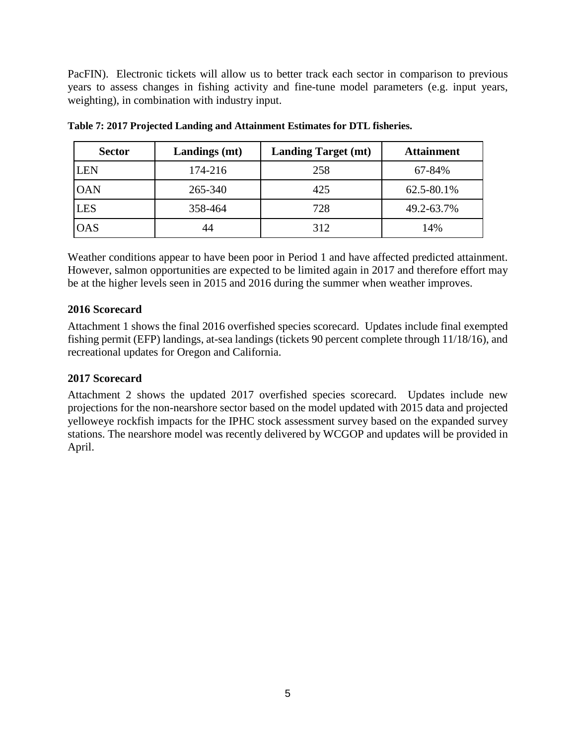PacFIN). Electronic tickets will allow us to better track each sector in comparison to previous years to assess changes in fishing activity and fine-tune model parameters (e.g. input years, weighting), in combination with industry input.

**Table 7: 2017 Projected Landing and Attainment Estimates for DTL fisheries.**

| Sector | Landings (mt) | Landing Target (mt) | Attainment |
|---|---|---|---|
| LEN | 174-216 | 258 | 67-84% |
| OAN | 265-340 | 425 | 62.5-80.1% |
| LES | 358-464 | 728 | 49.2-63.7% |
| OAS | 44 | 312 | 14% |

Weather conditions appear to have been poor in Period 1 and have affected predicted attainment. However, salmon opportunities are expected to be limited again in 2017 and therefore effort may be at the higher levels seen in 2015 and 2016 during the summer when weather improves.

### 2016 Scorecard

Attachment 1 shows the final 2016 overfished species scorecard. Updates include final exempted fishing permit (EFP) landings, at-sea landings (tickets 90 percent complete through 11/18/16), and recreational updates for Oregon and California.

### 2017 Scorecard

Attachment 2 shows the updated 2017 overfished species scorecard. Updates include new projections for the non-nearshore sector based on the model updated with 2015 data and projected yelloweye rockfish impacts for the IPHC stock assessment survey based on the expanded survey stations. The nearshore model was recently delivered by WCGOP and updates will be provided in April.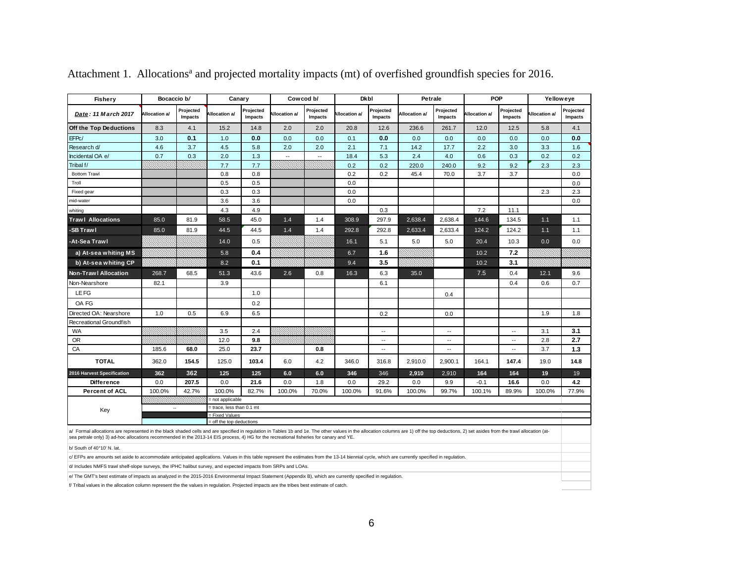Attachment 1. Allocations[a] and projected mortality impacts (mt) of overfished groundfish species for 2016.

| Fishery | Bocaccio b/ | | Canary | | Cowcod b/ | | Dkbl | | Petrale | | POP | | Yelloweye | |
|---|---|---|---|---|---|---|---|---|---|---|---|---|---|---|
| *Date: 11 March 2017* | Allocation a/ | Projected Impacts | Allocation a/ | Projected Impacts | Allocation a/ | Projected Impacts | Allocation a/ | Projected Impacts | Allocation a/ | Projected Impacts | Allocation a/ | Projected Impacts | Allocation a/ | Projected Impacts |
| **Off the Top Deductions** | 8.3 | 4.1 | 15.2 | 14.8 | 2.0 | 2.0 | 20.8 | 12.6 | 236.6 | 261.7 | 12.0 | 12.5 | 5.8 | 4.1 |
| EFPc/ | 3.0 | **0.1** | 1.0 | **0.0** | 0.0 | 0.0 | 0.1 | **0.0** | 0.0 | 0.0 | 0.0 | 0.0 | 0.0 | **0.0** |
| Research d/ | 4.6 | 3.7 | 4.5 | 5.8 | 2.0 | 2.0 | 2.1 | 7.1 | 14.2 | 17.7 | 2.2 | 3.0 | 3.3 | 1.6 |
| Incidental OA e/ | 0.7 | 0.3 | 2.0 | 1.3 | -- | -- | 18.4 | 5.3 | 2.4 | 4.0 | 0.6 | 0.3 | 0.2 | 0.2 |
| Tribal f/ | | | 7.7 | 7.7 | | | 0.2 | 0.2 | 220.0 | 240.0 | 9.2 | 9.2 | 2.3 | 2.3 |
| Bottom Trawl | | | 0.8 | 0.8 | | | 0.2 | 0.2 | 45.4 | 70.0 | 3.7 | 3.7 | | 0.0 |
| Troll | | | 0.5 | 0.5 | | | 0.0 | | | | | | | 0.0 |
| Fixed gear | | | 0.3 | 0.3 | | | 0.0 | | | | | | 2.3 | 2.3 |
| mid-water | | | 3.6 | 3.6 | | | 0.0 | | | | | | | 0.0 |
| whiting | | | 4.3 | 4.9 | | | | 0.3 | | | 7.2 | 11.1 | | |
| **Trawl Allocations** | 85.0 | 81.9 | 58.5 | 45.0 | 1.4 | 1.4 | 308.9 | 297.9 | 2,638.4 | 2,638.4 | 144.6 | 134.5 | 1.1 | 1.1 |
| **-SB Trawl** | 85.0 | 81.9 | 44.5 | 44.5 | 1.4 | 1.4 | 292.8 | 292.8 | 2,633.4 | 2,633.4 | 124.2 | 124.2 | 1.1 | 1.1 |
| **-At-Sea Trawl** | | | 14.0 | 0.5 | | | 16.1 | 5.1 | 5.0 | 5.0 | 20.4 | 10.3 | 0.0 | 0.0 |
| **a) At-sea whiting MS** | | | 5.8 | **0.4** | | | 6.7 | **1.6** | | | 10.2 | **7.2** | | |
| **b) At-sea whiting CP** | | | 8.2 | **0.1** | | | 9.4 | **3.5** | | | 10.2 | **3.1** | | |
| **Non-Trawl Allocation** | 268.7 | 68.5 | 51.3 | 43.6 | 2.6 | 0.8 | 16.3 | 6.3 | 35.0 | | 7.5 | 0.4 | 12.1 | 9.6 |
| Non-Nearshore | 82.1 | | 3.9 | | | | | 6.1 | | | | 0.4 | 0.6 | 0.7 |
| LE FG | | | | 1.0 | | | | | | 0.4 | | | | |
| OA FG | | | | 0.2 | | | | | | | | | | |
| Directed OA: Nearshore | 1.0 | 0.5 | 6.9 | 6.5 | | | | 0.2 | | 0.0 | | | 1.9 | 1.8 |
| Recreational Groundfish | | | | | | | | | | | | | | |
| WA | | | 3.5 | 2.4 | | | | -- | | -- | | -- | 3.1 | **3.1** |
| OR | | | 12.0 | **9.8** | | | | -- | | -- | | -- | 2.8 | **2.7** |
| CA | 185.6 | **68.0** | 25.0 | **23.7** | | **0.8** | | -- | | -- | | -- | 3.7 | **1.3** |
| **TOTAL** | 362.0 | **154.5** | 125.0 | **103.4** | 6.0 | 4.2 | 346.0 | 316.8 | 2,910.0 | 2,900.1 | 164.1 | **147.4** | 19.0 | **14.8** |
| **2016 Harvest Specification** | **362** | **362** | **125** | **125** | **6.0** | **6.0** | **346** | 346 | **2,910** | 2,910 | **164** | **164** | **19** | 19 |
| **Difference** | 0.0 | **207.5** | 0.0 | **21.6** | 0.0 | 1.8 | 0.0 | 29.2 | 0.0 | 9.9 | -0.1 | **16.6** | 0.0 | **4.2** |
| **Percent of ACL** | 100.0% | 42.7% | 100.0% | 82.7% | 100.0% | 70.0% | 100.0% | 91.6% | 100.0% | 99.7% | 100.1% | 89.9% | 100.0% | 77.9% |

Key:
- (hatched) = not applicable
- -- = trace, less than 0.1 mt
- (black) = Fixed Values
- (cyan) = off the top deductions

a/ Formal allocations are represented in the black shaded cells and are specified in regulation in Tables 1b and 1e. The other values in the allocation columns are 1) off the top deductions, 2) set asides from the trawl allocation (at-sea petrale only) 3) ad-hoc allocations recommended in the 2013-14 EIS process, 4) HG for the recreational fisheries for canary and YE.

b/ South of 40°10' N. lat.

c/ EFPs are amounts set aside to accommodate anticipated applications. Values in this table represent the estimates from the 13-14 biennial cycle, which are currently specified in regulation.

d/ Includes NMFS trawl shelf-slope surveys, the IPHC halibut survey, and expected impacts from SRPs and LOAs.

e/ The GMT's best estimate of impacts as analyzed in the 2015-2016 Environmental Impact Statement (Appendix B), which are currently specified in regulation.

f/ Tribal values in the allocation column represent the the values in regulation. Projected impacts are the tribes best estimate of catch.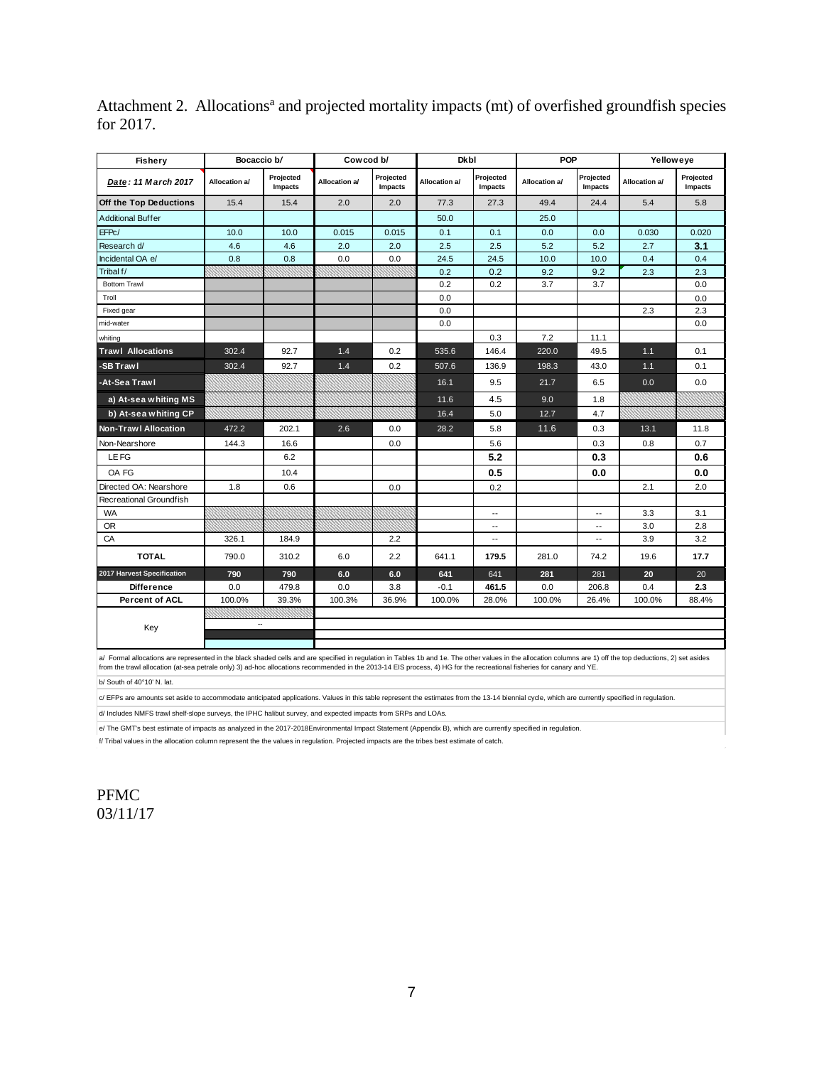Attachment 2. Allocations[a] and projected mortality impacts (mt) of overfished groundfish species for 2017.

| Fishery | Bocaccio b/ | | Cowcod b/ | | Dkbl | | POP | | Yelloweye | |
|---|---|---|---|---|---|---|---|---|---|---|
| *Date: 11 March 2017* | Allocation a/ | Projected Impacts | Allocation a/ | Projected Impacts | Allocation a/ | Projected Impacts | Allocation a/ | Projected Impacts | Allocation a/ | Projected Impacts |
| **Off the Top Deductions** | 15.4 | 15.4 | 2.0 | 2.0 | 77.3 | 27.3 | 49.4 | 24.4 | 5.4 | 5.8 |
| Additional Buffer | | | | | 50.0 | | 25.0 | | | |
| EFPc/ | 10.0 | 10.0 | 0.015 | 0.015 | 0.1 | 0.1 | 0.0 | 0.0 | 0.030 | 0.020 |
| Research d/ | 4.6 | 4.6 | 2.0 | 2.0 | 2.5 | 2.5 | 5.2 | 5.2 | 2.7 | **3.1** |
| Incidental OA e/ | 0.8 | 0.8 | 0.0 | 0.0 | 24.5 | 24.5 | 10.0 | 10.0 | 0.4 | 0.4 |
| Tribal f/ | | | | | 0.2 | 0.2 | 9.2 | 9.2 | 2.3 | 2.3 |
| Bottom Trawl | | | | | 0.2 | 0.2 | 3.7 | 3.7 | | 0.0 |
| Troll | | | | | 0.0 | | | | | 0.0 |
| Fixed gear | | | | | 0.0 | | | | 2.3 | 2.3 |
| mid-water | | | | | 0.0 | | | | | 0.0 |
| whiting | | | | | | 0.3 | 7.2 | 11.1 | | |
| **Trawl Allocations** | 302.4 | 92.7 | 1.4 | 0.2 | 535.6 | 146.4 | 220.0 | 49.5 | 1.1 | 0.1 |
| **-SB Trawl** | 302.4 | 92.7 | 1.4 | 0.2 | 507.6 | 136.9 | 198.3 | 43.0 | 1.1 | 0.1 |
| **-At-Sea Trawl** | | | | | 16.1 | 9.5 | 21.7 | 6.5 | 0.0 | 0.0 |
| **a) At-sea whiting MS** | | | | | 11.6 | 4.5 | 9.0 | 1.8 | | |
| **b) At-sea whiting CP** | | | | | 16.4 | 5.0 | 12.7 | 4.7 | | |
| **Non-Trawl Allocation** | 472.2 | 202.1 | 2.6 | 0.0 | 28.2 | 5.8 | 11.6 | 0.3 | 13.1 | 11.8 |
| Non-Nearshore | 144.3 | 16.6 | | 0.0 | | 5.6 | | 0.3 | 0.8 | 0.7 |
| LE FG | | 6.2 | | | | **5.2** | | **0.3** | | **0.6** |
| OA FG | | 10.4 | | | | **0.5** | | **0.0** | | **0.0** |
| Directed OA: Nearshore | 1.8 | 0.6 | | 0.0 | | 0.2 | | | 2.1 | 2.0 |
| Recreational Groundfish | | | | | | | | | | |
| WA | | | | | | -- | | -- | 3.3 | 3.1 |
| OR | | | | | | -- | | -- | 3.0 | 2.8 |
| CA | 326.1 | 184.9 | | 2.2 | | -- | | -- | 3.9 | 3.2 |
| **TOTAL** | 790.0 | 310.2 | 6.0 | 2.2 | 641.1 | **179.5** | 281.0 | 74.2 | 19.6 | **17.7** |
| **2017 Harvest Specification** | **790** | **790** | **6.0** | **6.0** | **641** | 641 | **281** | 281 | **20** | 20 |
| **Difference** | 0.0 | 479.8 | 0.0 | 3.8 | -0.1 | **461.5** | 0.0 | 206.8 | 0.4 | **2.3** |
| **Percent of ACL** | 100.0% | 39.3% | 100.3% | 36.9% | 100.0% | 28.0% | 100.0% | 26.4% | 100.0% | 88.4% |

Key: --

a/ Formal allocations are represented in the black shaded cells and are specified in regulation in Tables 1b and 1e. The other values in the allocation columns are 1) off the top deductions, 2) set asides from the trawl allocation (at-sea petrale only) 3) ad-hoc allocations recommended in the 2013-14 EIS process, 4) HG for the recreational fisheries for canary and YE.

b/ South of 40°10' N. lat.

c/ EFPs are amounts set aside to accommodate anticipated applications. Values in this table represent the estimates from the 13-14 biennial cycle, which are currently specified in regulation.

d/ Includes NMFS trawl shelf-slope surveys, the IPHC halibut survey, and expected impacts from SRPs and LOAs.

e/ The GMT's best estimate of impacts as analyzed in the 2017-2018Environmental Impact Statement (Appendix B), which are currently specified in regulation.

f/ Tribal values in the allocation column represent the the values in regulation. Projected impacts are the tribes best estimate of catch.

PFMC
03/11/17